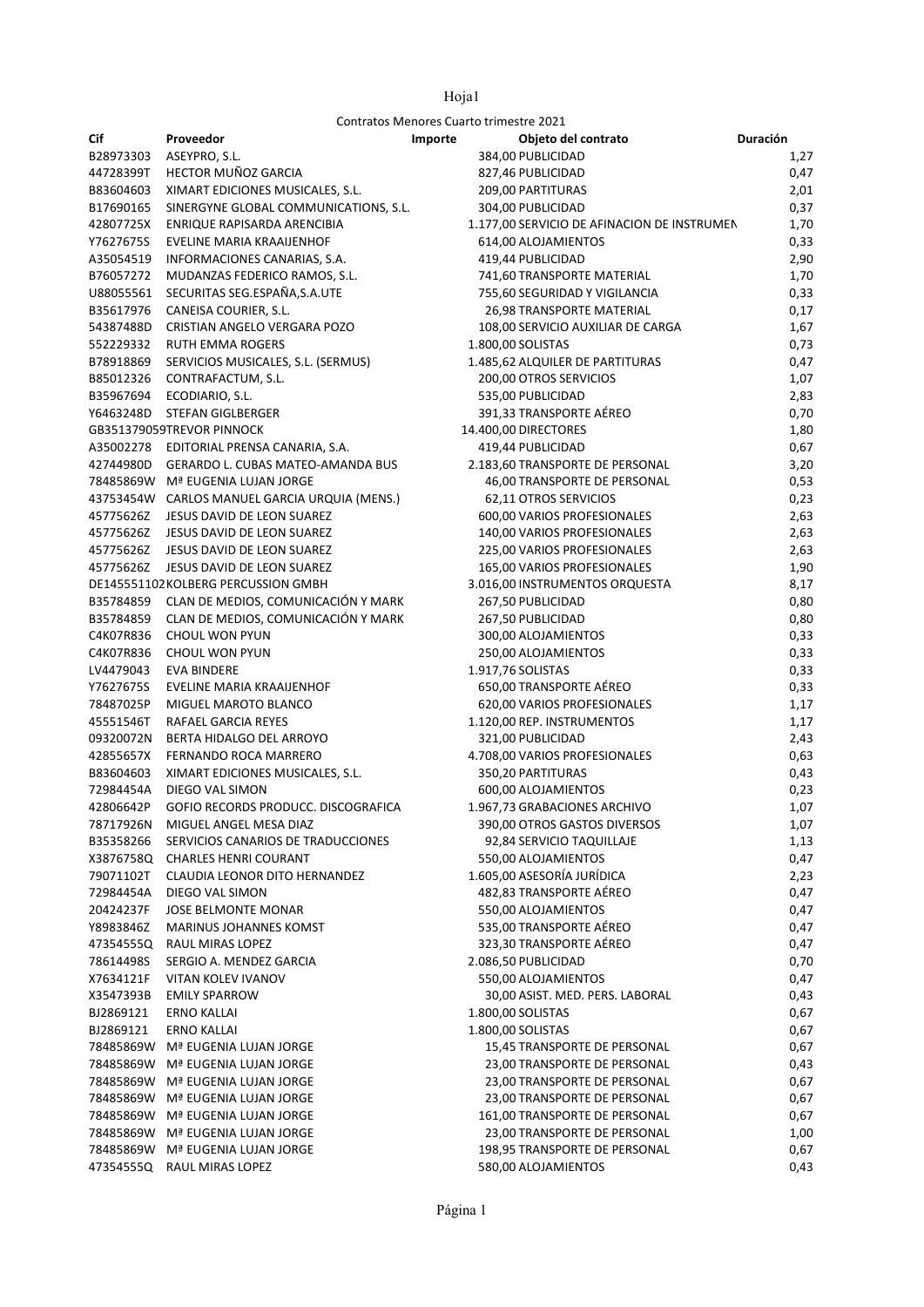Hoja1

Contratos Menores Cuarto trimestre 2021

| Cif | Proveedor | Importe | Objeto del contrato | Duración |
|---|---|---|---|---|
| B28973303 | ASEYPRO, S.L. | 384,00 | PUBLICIDAD | 1,27 |
| 44728399T | HECTOR MUÑOZ GARCIA | 827,46 | PUBLICIDAD | 0,47 |
| B83604603 | XIMART EDICIONES MUSICALES, S.L. | 209,00 | PARTITURAS | 2,01 |
| B17690165 | SINERGYNE GLOBAL COMMUNICATIONS, S.L. | 304,00 | PUBLICIDAD | 0,37 |
| 42807725X | ENRIQUE RAPISARDA ARENCIBIA | 1.177,00 | SERVICIO DE AFINACION DE INSTRUMEN | 1,70 |
| Y7627675S | EVELINE MARIA KRAAIJENHOF | 614,00 | ALOJAMIENTOS | 0,33 |
| A35054519 | INFORMACIONES CANARIAS, S.A. | 419,44 | PUBLICIDAD | 2,90 |
| B76057272 | MUDANZAS FEDERICO RAMOS, S.L. | 741,60 | TRANSPORTE MATERIAL | 1,70 |
| U88055561 | SECURITAS SEG.ESPAÑA,S.A.UTE | 755,60 | SEGURIDAD Y VIGILANCIA | 0,33 |
| B35617976 | CANEISA COURIER, S.L. | 26,98 | TRANSPORTE MATERIAL | 0,17 |
| 54387488D | CRISTIAN ANGELO VERGARA POZO | 108,00 | SERVICIO AUXILIAR DE CARGA | 1,67 |
| 552229332 | RUTH EMMA ROGERS | 1.800,00 | SOLISTAS | 0,73 |
| B78918869 | SERVICIOS MUSICALES, S.L. (SERMUS) | 1.485,62 | ALQUILER DE PARTITURAS | 0,47 |
| B85012326 | CONTRAFACTUM, S.L. | 200,00 | OTROS SERVICIOS | 1,07 |
| B35967694 | ECODIARIO, S.L. | 535,00 | PUBLICIDAD | 2,83 |
| Y6463248D | STEFAN GIGLBERGER | 391,33 | TRANSPORTE AÉREO | 0,70 |
| GB351379059 | TREVOR PINNOCK | 14.400,00 | DIRECTORES | 1,80 |
| A35002278 | EDITORIAL PRENSA CANARIA, S.A. | 419,44 | PUBLICIDAD | 0,67 |
| 42744980D | GERARDO L. CUBAS MATEO-AMANDA BUS | 2.183,60 | TRANSPORTE DE PERSONAL | 3,20 |
| 78485869W | Mª EUGENIA LUJAN JORGE | 46,00 | TRANSPORTE DE PERSONAL | 0,53 |
| 43753454W | CARLOS MANUEL GARCIA URQUIA (MENS.) | 62,11 | OTROS SERVICIOS | 0,23 |
| 45775626Z | JESUS DAVID DE LEON SUAREZ | 600,00 | VARIOS PROFESIONALES | 2,63 |
| 45775626Z | JESUS DAVID DE LEON SUAREZ | 140,00 | VARIOS PROFESIONALES | 2,63 |
| 45775626Z | JESUS DAVID DE LEON SUAREZ | 225,00 | VARIOS PROFESIONALES | 2,63 |
| 45775626Z | JESUS DAVID DE LEON SUAREZ | 165,00 | VARIOS PROFESIONALES | 1,90 |
| DE145551102 | KOLBERG PERCUSSION GMBH | 3.016,00 | INSTRUMENTOS ORQUESTA | 8,17 |
| B35784859 | CLAN DE MEDIOS, COMUNICACIÓN Y MARK | 267,50 | PUBLICIDAD | 0,80 |
| B35784859 | CLAN DE MEDIOS, COMUNICACIÓN Y MARK | 267,50 | PUBLICIDAD | 0,80 |
| C4K07R836 | CHOUL WON PYUN | 300,00 | ALOJAMIENTOS | 0,33 |
| C4K07R836 | CHOUL WON PYUN | 250,00 | ALOJAMIENTOS | 0,33 |
| LV4479043 | EVA BINDERE | 1.917,76 | SOLISTAS | 0,33 |
| Y7627675S | EVELINE MARIA KRAAIJENHOF | 650,00 | TRANSPORTE AÉREO | 0,33 |
| 78487025P | MIGUEL MAROTO BLANCO | 620,00 | VARIOS PROFESIONALES | 1,17 |
| 45551546T | RAFAEL GARCIA REYES | 1.120,00 | REP. INSTRUMENTOS | 1,17 |
| 09320072N | BERTA HIDALGO DEL ARROYO | 321,00 | PUBLICIDAD | 2,43 |
| 42855657X | FERNANDO ROCA MARRERO | 4.708,00 | VARIOS PROFESIONALES | 0,63 |
| B83604603 | XIMART EDICIONES MUSICALES, S.L. | 350,20 | PARTITURAS | 0,43 |
| 72984454A | DIEGO VAL SIMON | 600,00 | ALOJAMIENTOS | 0,23 |
| 42806642P | GOFIO RECORDS PRODUCC. DISCOGRAFICA | 1.967,73 | GRABACIONES ARCHIVO | 1,07 |
| 78717926N | MIGUEL ANGEL MESA DIAZ | 390,00 | OTROS GASTOS DIVERSOS | 1,07 |
| B35358266 | SERVICIOS CANARIOS DE TRADUCCIONES | 92,84 | SERVICIO TAQUILLAJE | 1,13 |
| X3876758Q | CHARLES HENRI COURANT | 550,00 | ALOJAMIENTOS | 0,47 |
| 79071102T | CLAUDIA LEONOR DITO HERNANDEZ | 1.605,00 | ASESORÍA JURÍDICA | 2,23 |
| 72984454A | DIEGO VAL SIMON | 482,83 | TRANSPORTE AÉREO | 0,47 |
| 20424237F | JOSE BELMONTE MONAR | 550,00 | ALOJAMIENTOS | 0,47 |
| Y8983846Z | MARINUS JOHANNES KOMST | 535,00 | TRANSPORTE AÉREO | 0,47 |
| 47354555Q | RAUL MIRAS LOPEZ | 323,30 | TRANSPORTE AÉREO | 0,47 |
| 78614498S | SERGIO A. MENDEZ GARCIA | 2.086,50 | PUBLICIDAD | 0,70 |
| X7634121F | VITAN KOLEV IVANOV | 550,00 | ALOJAMIENTOS | 0,47 |
| X3547393B | EMILY SPARROW | 30,00 | ASIST. MED. PERS. LABORAL | 0,43 |
| BJ2869121 | ERNO KALLAI | 1.800,00 | SOLISTAS | 0,67 |
| BJ2869121 | ERNO KALLAI | 1.800,00 | SOLISTAS | 0,67 |
| 78485869W | Mª EUGENIA LUJAN JORGE | 15,45 | TRANSPORTE DE PERSONAL | 0,67 |
| 78485869W | Mª EUGENIA LUJAN JORGE | 23,00 | TRANSPORTE DE PERSONAL | 0,43 |
| 78485869W | Mª EUGENIA LUJAN JORGE | 23,00 | TRANSPORTE DE PERSONAL | 0,67 |
| 78485869W | Mª EUGENIA LUJAN JORGE | 23,00 | TRANSPORTE DE PERSONAL | 0,67 |
| 78485869W | Mª EUGENIA LUJAN JORGE | 161,00 | TRANSPORTE DE PERSONAL | 0,67 |
| 78485869W | Mª EUGENIA LUJAN JORGE | 23,00 | TRANSPORTE DE PERSONAL | 1,00 |
| 78485869W | Mª EUGENIA LUJAN JORGE | 198,95 | TRANSPORTE DE PERSONAL | 0,67 |
| 47354555Q | RAUL MIRAS LOPEZ | 580,00 | ALOJAMIENTOS | 0,43 |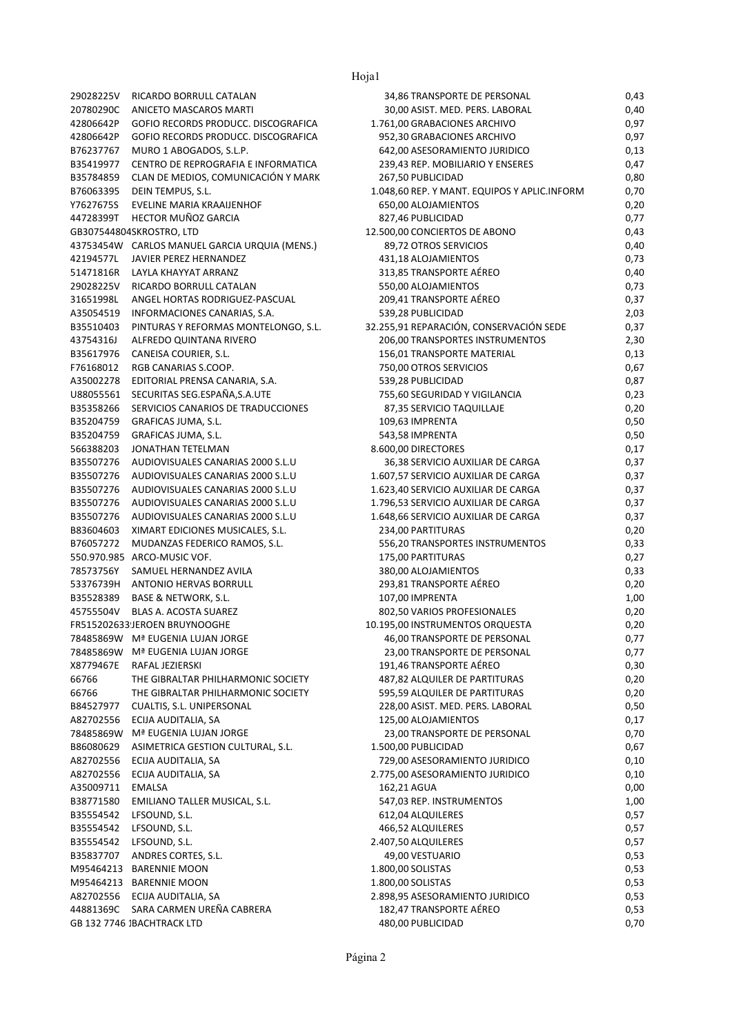| | | | | |
|---|---|---|---|---|
| 29028225V | RICARDO BORRULL CATALAN | 34,86 | TRANSPORTE DE PERSONAL | 0,43 |
| 20780290C | ANICETO MASCAROS MARTI | 30,00 | ASIST. MED. PERS. LABORAL | 0,40 |
| 42806642P | GOFIO RECORDS PRODUCC. DISCOGRAFICA | 1.761,00 | GRABACIONES ARCHIVO | 0,97 |
| 42806642P | GOFIO RECORDS PRODUCC. DISCOGRAFICA | 952,30 | GRABACIONES ARCHIVO | 0,97 |
| B76237767 | MURO 1 ABOGADOS, S.L.P. | 642,00 | ASESORAMIENTO JURIDICO | 0,13 |
| B35419977 | CENTRO DE REPROGRAFIA E INFORMATICA | 239,43 | REP. MOBILIARIO Y ENSERES | 0,47 |
| B35784859 | CLAN DE MEDIOS, COMUNICACIÓN Y MARK | 267,50 | PUBLICIDAD | 0,80 |
| B76063395 | DEIN TEMPUS, S.L. | 1.048,60 | REP. Y MANT. EQUIPOS Y APLIC.INFORM | 0,70 |
| Y7627675S | EVELINE MARIA KRAAIJENHOF | 650,00 | ALOJAMIENTOS | 0,20 |
| 44728399T | HECTOR MUÑOZ GARCIA | 827,46 | PUBLICIDAD | 0,77 |
| GB307544804 | SKROSTRO, LTD | 12.500,00 | CONCIERTOS DE ABONO | 0,43 |
| 43753454W | CARLOS MANUEL GARCIA URQUIA (MENS.) | 89,72 | OTROS SERVICIOS | 0,40 |
| 42194577L | JAVIER PEREZ HERNANDEZ | 431,18 | ALOJAMIENTOS | 0,73 |
| 51471816R | LAYLA KHAYYAT ARRANZ | 313,85 | TRANSPORTE AÉREO | 0,40 |
| 29028225V | RICARDO BORRULL CATALAN | 550,00 | ALOJAMIENTOS | 0,73 |
| 31651998L | ANGEL HORTAS RODRIGUEZ-PASCUAL | 209,41 | TRANSPORTE AÉREO | 0,37 |
| A35054519 | INFORMACIONES CANARIAS, S.A. | 539,28 | PUBLICIDAD | 2,03 |
| B35510403 | PINTURAS Y REFORMAS MONTELONGO, S.L. | 32.255,91 | REPARACIÓN, CONSERVACIÓN SEDE | 0,37 |
| 43754316J | ALFREDO QUINTANA RIVERO | 206,00 | TRANSPORTES INSTRUMENTOS | 2,30 |
| B35617976 | CANEISA COURIER, S.L. | 156,01 | TRANSPORTE MATERIAL | 0,13 |
| F76168012 | RGB CANARIAS S.COOP. | 750,00 | OTROS SERVICIOS | 0,67 |
| A35002278 | EDITORIAL PRENSA CANARIA, S.A. | 539,28 | PUBLICIDAD | 0,87 |
| U88055561 | SECURITAS SEG.ESPAÑA,S.A.UTE | 755,60 | SEGURIDAD Y VIGILANCIA | 0,23 |
| B35358266 | SERVICIOS CANARIOS DE TRADUCCIONES | 87,35 | SERVICIO TAQUILLAJE | 0,20 |
| B35204759 | GRAFICAS JUMA, S.L. | 109,63 | IMPRENTA | 0,50 |
| B35204759 | GRAFICAS JUMA, S.L. | 543,58 | IMPRENTA | 0,50 |
| 566388203 | JONATHAN TETELMAN | 8.600,00 | DIRECTORES | 0,17 |
| B35507276 | AUDIOVISUALES CANARIAS 2000 S.L.U | 36,38 | SERVICIO AUXILIAR DE CARGA | 0,37 |
| B35507276 | AUDIOVISUALES CANARIAS 2000 S.L.U | 1.607,57 | SERVICIO AUXILIAR DE CARGA | 0,37 |
| B35507276 | AUDIOVISUALES CANARIAS 2000 S.L.U | 1.623,40 | SERVICIO AUXILIAR DE CARGA | 0,37 |
| B35507276 | AUDIOVISUALES CANARIAS 2000 S.L.U | 1.796,53 | SERVICIO AUXILIAR DE CARGA | 0,37 |
| B35507276 | AUDIOVISUALES CANARIAS 2000 S.L.U | 1.648,66 | SERVICIO AUXILIAR DE CARGA | 0,37 |
| B83604603 | XIMART EDICIONES MUSICALES, S.L. | 234,00 | PARTITURAS | 0,20 |
| B76057272 | MUDANZAS FEDERICO RAMOS, S.L. | 556,20 | TRANSPORTES INSTRUMENTOS | 0,33 |
| 550.970.985 | ARCO-MUSIC VOF. | 175,00 | PARTITURAS | 0,27 |
| 78573756Y | SAMUEL HERNANDEZ AVILA | 380,00 | ALOJAMIENTOS | 0,33 |
| 53376739H | ANTONIO HERVAS BORRULL | 293,81 | TRANSPORTE AÉREO | 0,20 |
| B35528389 | BASE & NETWORK, S.L. | 107,00 | IMPRENTA | 1,00 |
| 45755504V | BLAS A. ACOSTA SUAREZ | 802,50 | VARIOS PROFESIONALES | 0,20 |
| FR515202633 | JEROEN BRUYNOOGHE | 10.195,00 | INSTRUMENTOS ORQUESTA | 0,20 |
| 78485869W | Mª EUGENIA LUJAN JORGE | 46,00 | TRANSPORTE DE PERSONAL | 0,77 |
| 78485869W | Mª EUGENIA LUJAN JORGE | 23,00 | TRANSPORTE DE PERSONAL | 0,77 |
| X8779467E | RAFAL JEZIERSKI | 191,46 | TRANSPORTE AÉREO | 0,30 |
| 66766 | THE GIBRALTAR PHILHARMONIC SOCIETY | 487,82 | ALQUILER DE PARTITURAS | 0,20 |
| 66766 | THE GIBRALTAR PHILHARMONIC SOCIETY | 595,59 | ALQUILER DE PARTITURAS | 0,20 |
| B84527977 | CUALTIS, S.L. UNIPERSONAL | 228,00 | ASIST. MED. PERS. LABORAL | 0,50 |
| A82702556 | ECIJA AUDITALIA, SA | 125,00 | ALOJAMIENTOS | 0,17 |
| 78485869W | Mª EUGENIA LUJAN JORGE | 23,00 | TRANSPORTE DE PERSONAL | 0,70 |
| B86080629 | ASIMETRICA GESTION CULTURAL, S.L. | 1.500,00 | PUBLICIDAD | 0,67 |
| A82702556 | ECIJA AUDITALIA, SA | 729,00 | ASESORAMIENTO JURIDICO | 0,10 |
| A82702556 | ECIJA AUDITALIA, SA | 2.775,00 | ASESORAMIENTO JURIDICO | 0,10 |
| A35009711 | EMALSA | 162,21 | AGUA | 0,00 |
| B38771580 | EMILIANO TALLER MUSICAL, S.L. | 547,03 | REP. INSTRUMENTOS | 1,00 |
| B35554542 | LFSOUND, S.L. | 612,04 | ALQUILERES | 0,57 |
| B35554542 | LFSOUND, S.L. | 466,52 | ALQUILERES | 0,57 |
| B35554542 | LFSOUND, S.L. | 2.407,50 | ALQUILERES | 0,57 |
| B35837707 | ANDRES CORTES, S.L. | 49,00 | VESTUARIO | 0,53 |
| M95464213 | BARENNIE MOON | 1.800,00 | SOLISTAS | 0,53 |
| M95464213 | BARENNIE MOON | 1.800,00 | SOLISTAS | 0,53 |
| A82702556 | ECIJA AUDITALIA, SA | 2.898,95 | ASESORAMIENTO JURIDICO | 0,53 |
| 44881369C | SARA CARMEN UREÑA CABRERA | 182,47 | TRANSPORTE AÉREO | 0,53 |
| GB 132 7746 1 | BACHTRACK LTD | 480,00 | PUBLICIDAD | 0,70 |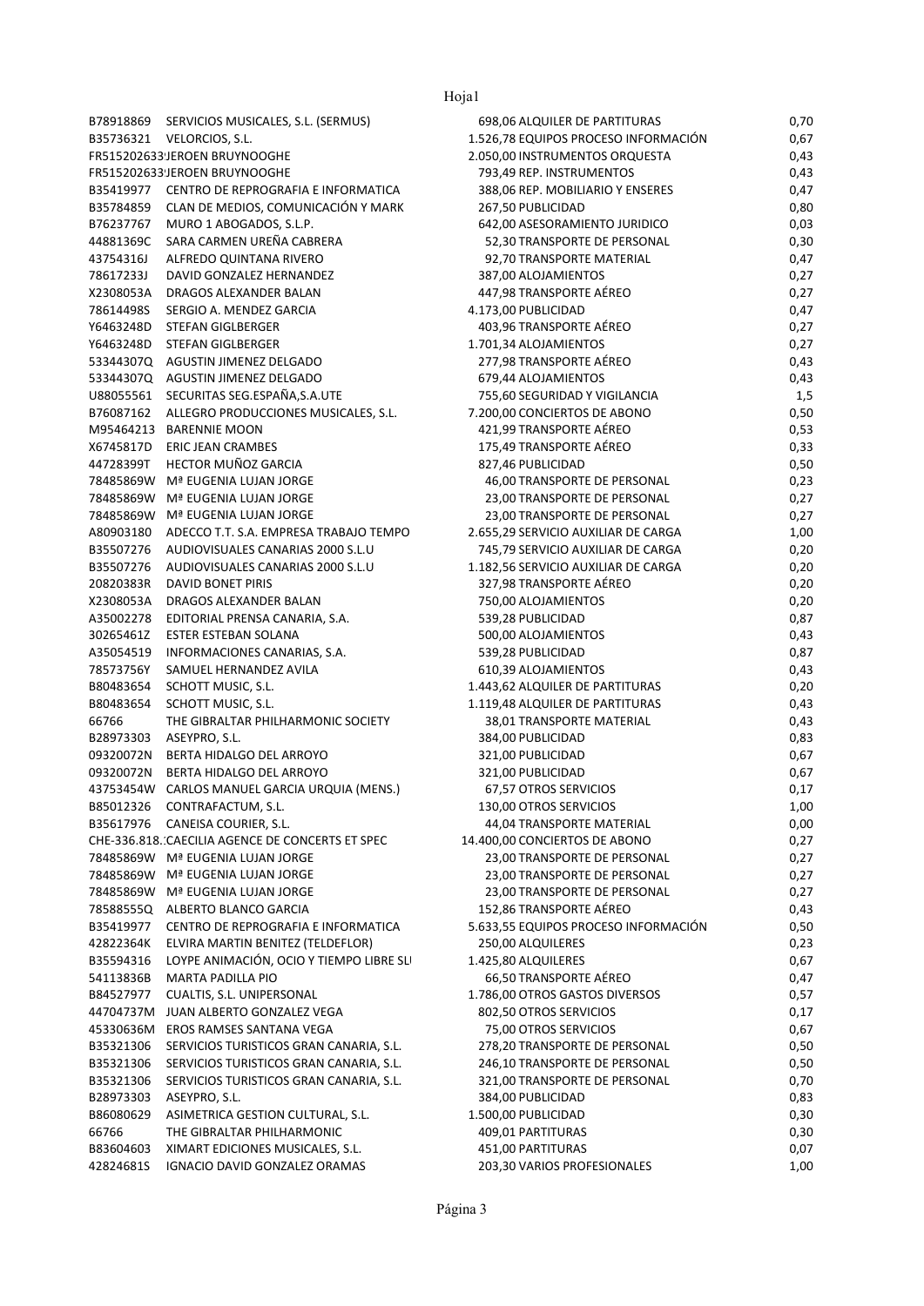| | | | |
|---|---|---|---|
| B78918869 | SERVICIOS MUSICALES, S.L. (SERMUS) | 698,06 ALQUILER DE PARTITURAS | 0,70 |
| B35736321 | VELORCIOS, S.L. | 1.526,78 EQUIPOS PROCESO INFORMACIÓN | 0,67 |
| FR515202633 | JEROEN BRUYNOOGHE | 2.050,00 INSTRUMENTOS ORQUESTA | 0,43 |
| FR515202633 | JEROEN BRUYNOOGHE | 793,49 REP. INSTRUMENTOS | 0,43 |
| B35419977 | CENTRO DE REPROGRAFIA E INFORMATICA | 388,06 REP. MOBILIARIO Y ENSERES | 0,47 |
| B35784859 | CLAN DE MEDIOS, COMUNICACIÓN Y MARK | 267,50 PUBLICIDAD | 0,80 |
| B76237767 | MURO 1 ABOGADOS, S.L.P. | 642,00 ASESORAMIENTO JURIDICO | 0,03 |
| 44881369C | SARA CARMEN UREÑA CABRERA | 52,30 TRANSPORTE DE PERSONAL | 0,30 |
| 43754316J | ALFREDO QUINTANA RIVERO | 92,70 TRANSPORTE MATERIAL | 0,47 |
| 78617233J | DAVID GONZALEZ HERNANDEZ | 387,00 ALOJAMIENTOS | 0,27 |
| X2308053A | DRAGOS ALEXANDER BALAN | 447,98 TRANSPORTE AÉREO | 0,27 |
| 78614498S | SERGIO A. MENDEZ GARCIA | 4.173,00 PUBLICIDAD | 0,47 |
| Y6463248D | STEFAN GIGLBERGER | 403,96 TRANSPORTE AÉREO | 0,27 |
| Y6463248D | STEFAN GIGLBERGER | 1.701,34 ALOJAMIENTOS | 0,27 |
| 53344307Q | AGUSTIN JIMENEZ DELGADO | 277,98 TRANSPORTE AÉREO | 0,43 |
| 53344307Q | AGUSTIN JIMENEZ DELGADO | 679,44 ALOJAMIENTOS | 0,43 |
| U88055561 | SECURITAS SEG.ESPAÑA,S.A.UTE | 755,60 SEGURIDAD Y VIGILANCIA | 1,5 |
| B76087162 | ALLEGRO PRODUCCIONES MUSICALES, S.L. | 7.200,00 CONCIERTOS DE ABONO | 0,50 |
| M95464213 | BARENNIE MOON | 421,99 TRANSPORTE AÉREO | 0,53 |
| X6745817D | ERIC JEAN CRAMBES | 175,49 TRANSPORTE AÉREO | 0,33 |
| 44728399T | HECTOR MUÑOZ GARCIA | 827,46 PUBLICIDAD | 0,50 |
| 78485869W | Mª EUGENIA LUJAN JORGE | 46,00 TRANSPORTE DE PERSONAL | 0,23 |
| 78485869W | Mª EUGENIA LUJAN JORGE | 23,00 TRANSPORTE DE PERSONAL | 0,27 |
| 78485869W | Mª EUGENIA LUJAN JORGE | 23,00 TRANSPORTE DE PERSONAL | 0,27 |
| A80903180 | ADECCO T.T. S.A. EMPRESA TRABAJO TEMPO | 2.655,29 SERVICIO AUXILIAR DE CARGA | 1,00 |
| B35507276 | AUDIOVISUALES CANARIAS 2000 S.L.U | 745,79 SERVICIO AUXILIAR DE CARGA | 0,20 |
| B35507276 | AUDIOVISUALES CANARIAS 2000 S.L.U | 1.182,56 SERVICIO AUXILIAR DE CARGA | 0,20 |
| 20820383R | DAVID BONET PIRIS | 327,98 TRANSPORTE AÉREO | 0,20 |
| X2308053A | DRAGOS ALEXANDER BALAN | 750,00 ALOJAMIENTOS | 0,20 |
| A35002278 | EDITORIAL PRENSA CANARIA, S.A. | 539,28 PUBLICIDAD | 0,87 |
| 30265461Z | ESTER ESTEBAN SOLANA | 500,00 ALOJAMIENTOS | 0,43 |
| A35054519 | INFORMACIONES CANARIAS, S.A. | 539,28 PUBLICIDAD | 0,87 |
| 78573756Y | SAMUEL HERNANDEZ AVILA | 610,39 ALOJAMIENTOS | 0,43 |
| B80483654 | SCHOTT MUSIC, S.L. | 1.443,62 ALQUILER DE PARTITURAS | 0,20 |
| B80483654 | SCHOTT MUSIC, S.L. | 1.119,48 ALQUILER DE PARTITURAS | 0,43 |
| 66766 | THE GIBRALTAR PHILHARMONIC SOCIETY | 38,01 TRANSPORTE MATERIAL | 0,43 |
| B28973303 | ASEYPRO, S.L. | 384,00 PUBLICIDAD | 0,83 |
| 09320072N | BERTA HIDALGO DEL ARROYO | 321,00 PUBLICIDAD | 0,67 |
| 09320072N | BERTA HIDALGO DEL ARROYO | 321,00 PUBLICIDAD | 0,67 |
| 43753454W | CARLOS MANUEL GARCIA URQUIA (MENS.) | 67,57 OTROS SERVICIOS | 0,17 |
| B85012326 | CONTRAFACTUM, S.L. | 130,00 OTROS SERVICIOS | 1,00 |
| B35617976 | CANEISA COURIER, S.L. | 44,04 TRANSPORTE MATERIAL | 0,00 |
| CHE-336.818. | CAECILIA AGENCE DE CONCERTS ET SPEC | 14.400,00 CONCIERTOS DE ABONO | 0,27 |
| 78485869W | Mª EUGENIA LUJAN JORGE | 23,00 TRANSPORTE DE PERSONAL | 0,27 |
| 78485869W | Mª EUGENIA LUJAN JORGE | 23,00 TRANSPORTE DE PERSONAL | 0,27 |
| 78485869W | Mª EUGENIA LUJAN JORGE | 23,00 TRANSPORTE DE PERSONAL | 0,27 |
| 78588555Q | ALBERTO BLANCO GARCIA | 152,86 TRANSPORTE AÉREO | 0,43 |
| B35419977 | CENTRO DE REPROGRAFIA E INFORMATICA | 5.633,55 EQUIPOS PROCESO INFORMACIÓN | 0,50 |
| 42822364K | ELVIRA MARTIN BENITEZ (TELDEFLOR) | 250,00 ALQUILERES | 0,23 |
| B35594316 | LOYPE ANIMACIÓN, OCIO Y TIEMPO LIBRE SL | 1.425,80 ALQUILERES | 0,67 |
| 54113836B | MARTA PADILLA PIO | 66,50 TRANSPORTE AÉREO | 0,47 |
| B84527977 | CUALTIS, S.L. UNIPERSONAL | 1.786,00 OTROS GASTOS DIVERSOS | 0,57 |
| 44704737M | JUAN ALBERTO GONZALEZ VEGA | 802,50 OTROS SERVICIOS | 0,17 |
| 45330636M | EROS RAMSES SANTANA VEGA | 75,00 OTROS SERVICIOS | 0,67 |
| B35321306 | SERVICIOS TURISTICOS GRAN CANARIA, S.L. | 278,20 TRANSPORTE DE PERSONAL | 0,50 |
| B35321306 | SERVICIOS TURISTICOS GRAN CANARIA, S.L. | 246,10 TRANSPORTE DE PERSONAL | 0,50 |
| B35321306 | SERVICIOS TURISTICOS GRAN CANARIA, S.L. | 321,00 TRANSPORTE DE PERSONAL | 0,70 |
| B28973303 | ASEYPRO, S.L. | 384,00 PUBLICIDAD | 0,83 |
| B86080629 | ASIMETRICA GESTION CULTURAL, S.L. | 1.500,00 PUBLICIDAD | 0,30 |
| 66766 | THE GIBRALTAR PHILHARMONIC | 409,01 PARTITURAS | 0,30 |
| B83604603 | XIMART EDICIONES MUSICALES, S.L. | 451,00 PARTITURAS | 0,07 |
| 42824681S | IGNACIO DAVID GONZALEZ ORAMAS | 203,30 VARIOS PROFESIONALES | 1,00 |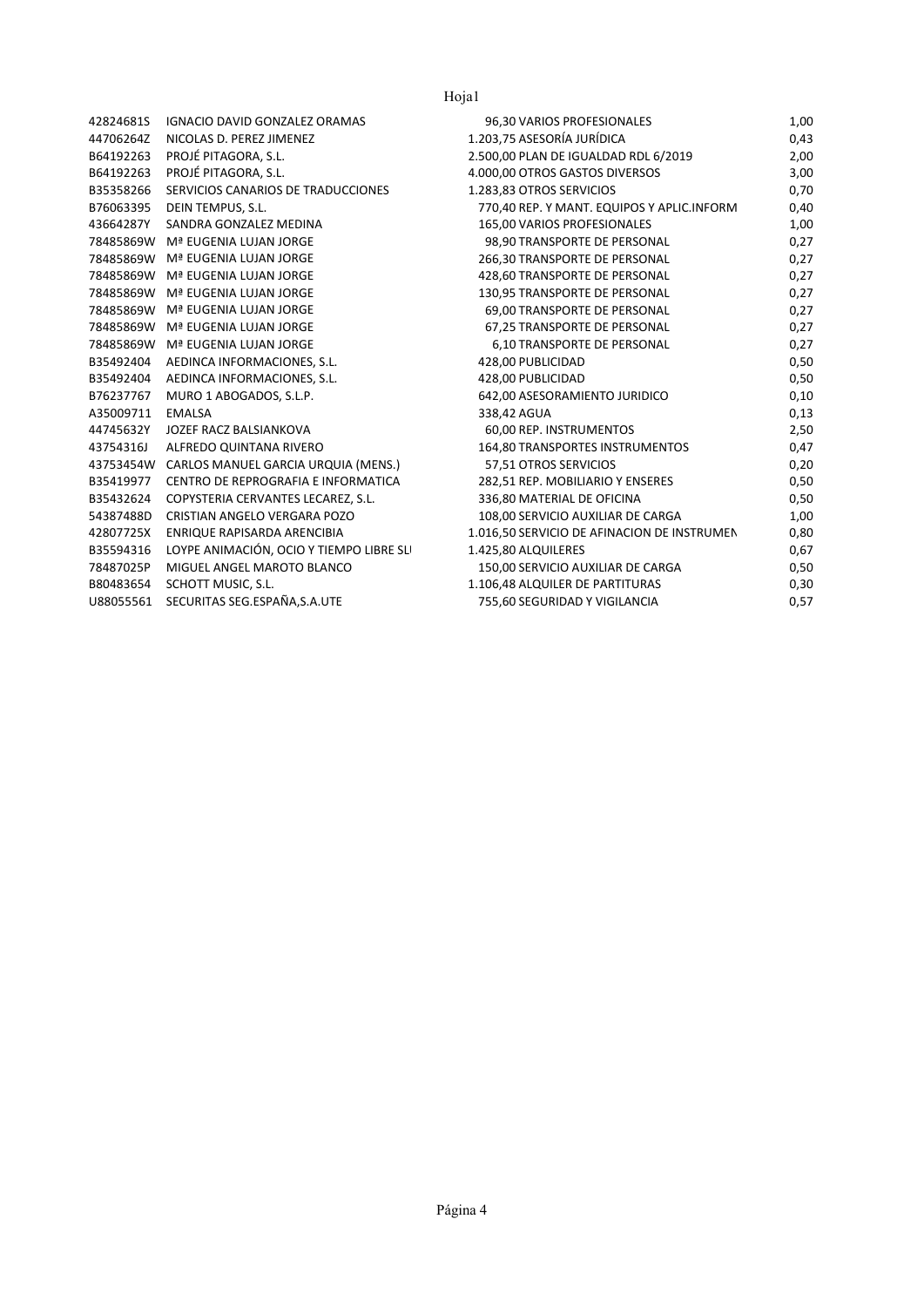| | | | | |
|---|---|---|---|---|
| 42824681S | IGNACIO DAVID GONZALEZ ORAMAS | 96,30 | VARIOS PROFESIONALES | 1,00 |
| 44706264Z | NICOLAS D. PEREZ JIMENEZ | 1.203,75 | ASESORÍA JURÍDICA | 0,43 |
| B64192263 | PROJÉ PITAGORA, S.L. | 2.500,00 | PLAN DE IGUALDAD RDL 6/2019 | 2,00 |
| B64192263 | PROJÉ PITAGORA, S.L. | 4.000,00 | OTROS GASTOS DIVERSOS | 3,00 |
| B35358266 | SERVICIOS CANARIOS DE TRADUCCIONES | 1.283,83 | OTROS SERVICIOS | 0,70 |
| B76063395 | DEIN TEMPUS, S.L. | 770,40 | REP. Y MANT. EQUIPOS Y APLIC.INFORM | 0,40 |
| 43664287Y | SANDRA GONZALEZ MEDINA | 165,00 | VARIOS PROFESIONALES | 1,00 |
| 78485869W | Mª EUGENIA LUJAN JORGE | 98,90 | TRANSPORTE DE PERSONAL | 0,27 |
| 78485869W | Mª EUGENIA LUJAN JORGE | 266,30 | TRANSPORTE DE PERSONAL | 0,27 |
| 78485869W | Mª EUGENIA LUJAN JORGE | 428,60 | TRANSPORTE DE PERSONAL | 0,27 |
| 78485869W | Mª EUGENIA LUJAN JORGE | 130,95 | TRANSPORTE DE PERSONAL | 0,27 |
| 78485869W | Mª EUGENIA LUJAN JORGE | 69,00 | TRANSPORTE DE PERSONAL | 0,27 |
| 78485869W | Mª EUGENIA LUJAN JORGE | 67,25 | TRANSPORTE DE PERSONAL | 0,27 |
| 78485869W | Mª EUGENIA LUJAN JORGE | 6,10 | TRANSPORTE DE PERSONAL | 0,27 |
| B35492404 | AEDINCA INFORMACIONES, S.L. | 428,00 | PUBLICIDAD | 0,50 |
| B35492404 | AEDINCA INFORMACIONES, S.L. | 428,00 | PUBLICIDAD | 0,50 |
| B76237767 | MURO 1 ABOGADOS, S.L.P. | 642,00 | ASESORAMIENTO JURIDICO | 0,10 |
| A35009711 | EMALSA | 338,42 | AGUA | 0,13 |
| 44745632Y | JOZEF RACZ BALSIANKOVA | 60,00 | REP. INSTRUMENTOS | 2,50 |
| 43754316J | ALFREDO QUINTANA RIVERO | 164,80 | TRANSPORTES INSTRUMENTOS | 0,47 |
| 43753454W | CARLOS MANUEL GARCIA URQUIA (MENS.) | 57,51 | OTROS SERVICIOS | 0,20 |
| B35419977 | CENTRO DE REPROGRAFIA E INFORMATICA | 282,51 | REP. MOBILIARIO Y ENSERES | 0,50 |
| B35432624 | COPYSTERIA CERVANTES LECAREZ, S.L. | 336,80 | MATERIAL DE OFICINA | 0,50 |
| 54387488D | CRISTIAN ANGELO VERGARA POZO | 108,00 | SERVICIO AUXILIAR DE CARGA | 1,00 |
| 42807725X | ENRIQUE RAPISARDA ARENCIBIA | 1.016,50 | SERVICIO DE AFINACION DE INSTRUMEN | 0,80 |
| B35594316 | LOYPE ANIMACIÓN, OCIO Y TIEMPO LIBRE SL | 1.425,80 | ALQUILERES | 0,67 |
| 78487025P | MIGUEL ANGEL MAROTO BLANCO | 150,00 | SERVICIO AUXILIAR DE CARGA | 0,50 |
| B80483654 | SCHOTT MUSIC, S.L. | 1.106,48 | ALQUILER DE PARTITURAS | 0,30 |
| U88055561 | SECURITAS SEG.ESPAÑA,S.A.UTE | 755,60 | SEGURIDAD Y VIGILANCIA | 0,57 |